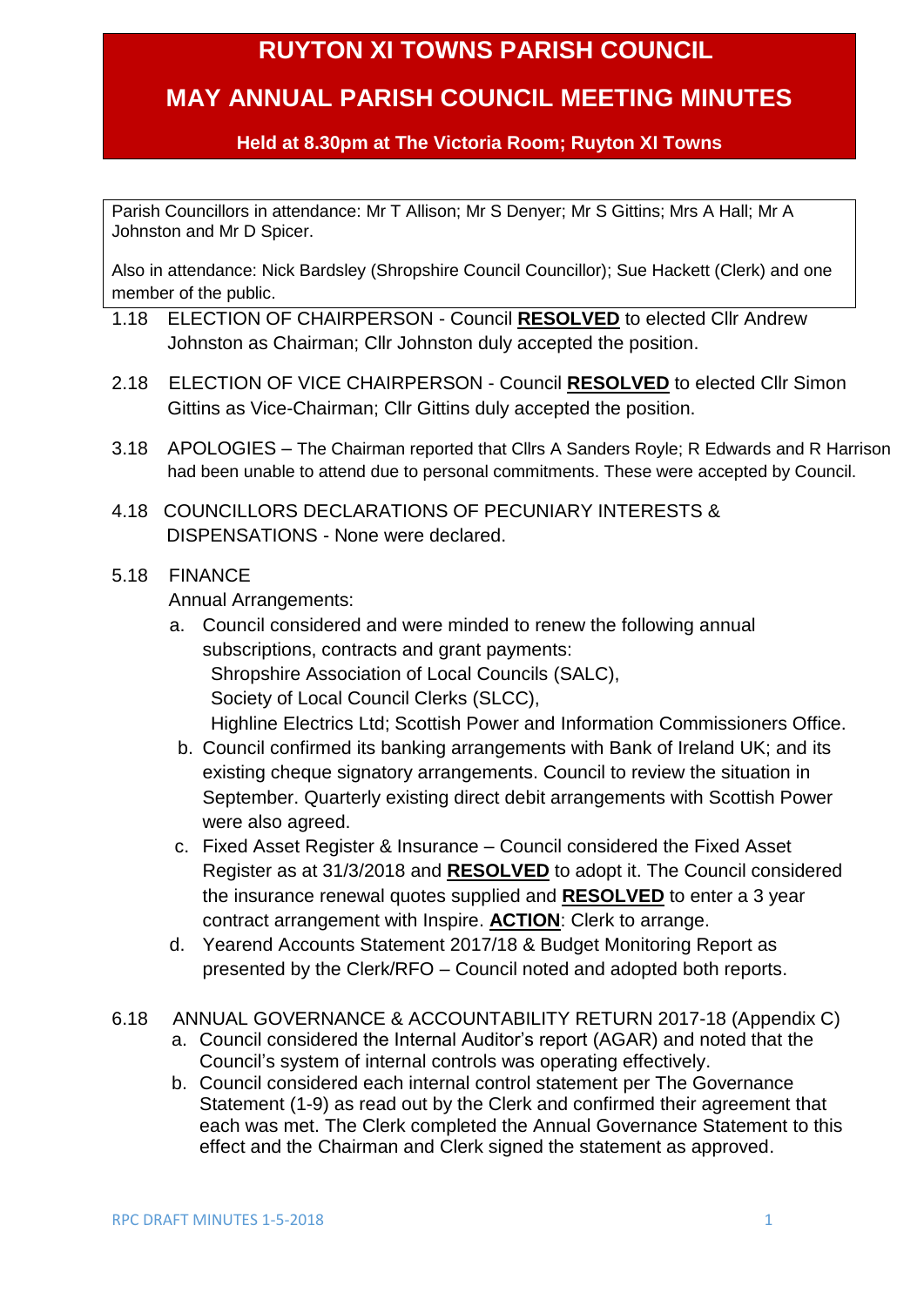# RUYTON XI TOWNS PARISH COUNCIL

# MAY ANNUAL PARISH COUNCIL MEETING MINUTES

### Held at 8.30pm at The Victoria Room; Ruyton XI Towns

Parish Councillors in attendance: Mr T Allison; Mr S Denyer; Mr S Gittins; Mrs A Hall; Mr A Johnston and Mr D Spicer.

Also in attendance: Nick Bardsley (Shropshire Council Councillor); Sue Hackett (Clerk) and one member of the public.

1.18 ELECTION OF CHAIRPERSON - Council **RESOLVED** to elected Cllr Andrew Johnston as Chairman; Cllr Johnston duly accepted the position.

2.18 ELECTION OF VICE CHAIRPERSON - Council **RESOLVED** to elected Cllr Simon Gittins as Vice-Chairman; Cllr Gittins duly accepted the position.

3.18 APOLOGIES – The Chairman reported that Cllrs A Sanders Royle; R Edwards and R Harrison had been unable to attend due to personal commitments. These were accepted by Council.

4.18 COUNCILLORS DECLARATIONS OF PECUNIARY INTERESTS & DISPENSATIONS - None were declared.

5.18 FINANCE

Annual Arrangements:

a. Council considered and were minded to renew the following annual subscriptions, contracts and grant payments:
   Shropshire Association of Local Councils (SALC),
   Society of Local Council Clerks (SLCC),
   Highline Electrics Ltd; Scottish Power and Information Commissioners Office.
b. Council confirmed its banking arrangements with Bank of Ireland UK; and its existing cheque signatory arrangements. Council to review the situation in September. Quarterly existing direct debit arrangements with Scottish Power were also agreed.
c. Fixed Asset Register & Insurance – Council considered the Fixed Asset Register as at 31/3/2018 and **RESOLVED** to adopt it. The Council considered the insurance renewal quotes supplied and **RESOLVED** to enter a 3 year contract arrangement with Inspire. **ACTION**: Clerk to arrange.
d. Yearend Accounts Statement 2017/18 & Budget Monitoring Report as presented by the Clerk/RFO – Council noted and adopted both reports.

6.18 ANNUAL GOVERNANCE & ACCOUNTABILITY RETURN 2017-18 (Appendix C)

a. Council considered the Internal Auditor's report (AGAR) and noted that the Council's system of internal controls was operating effectively.
b. Council considered each internal control statement per The Governance Statement (1-9) as read out by the Clerk and confirmed their agreement that each was met. The Clerk completed the Annual Governance Statement to this effect and the Chairman and Clerk signed the statement as approved.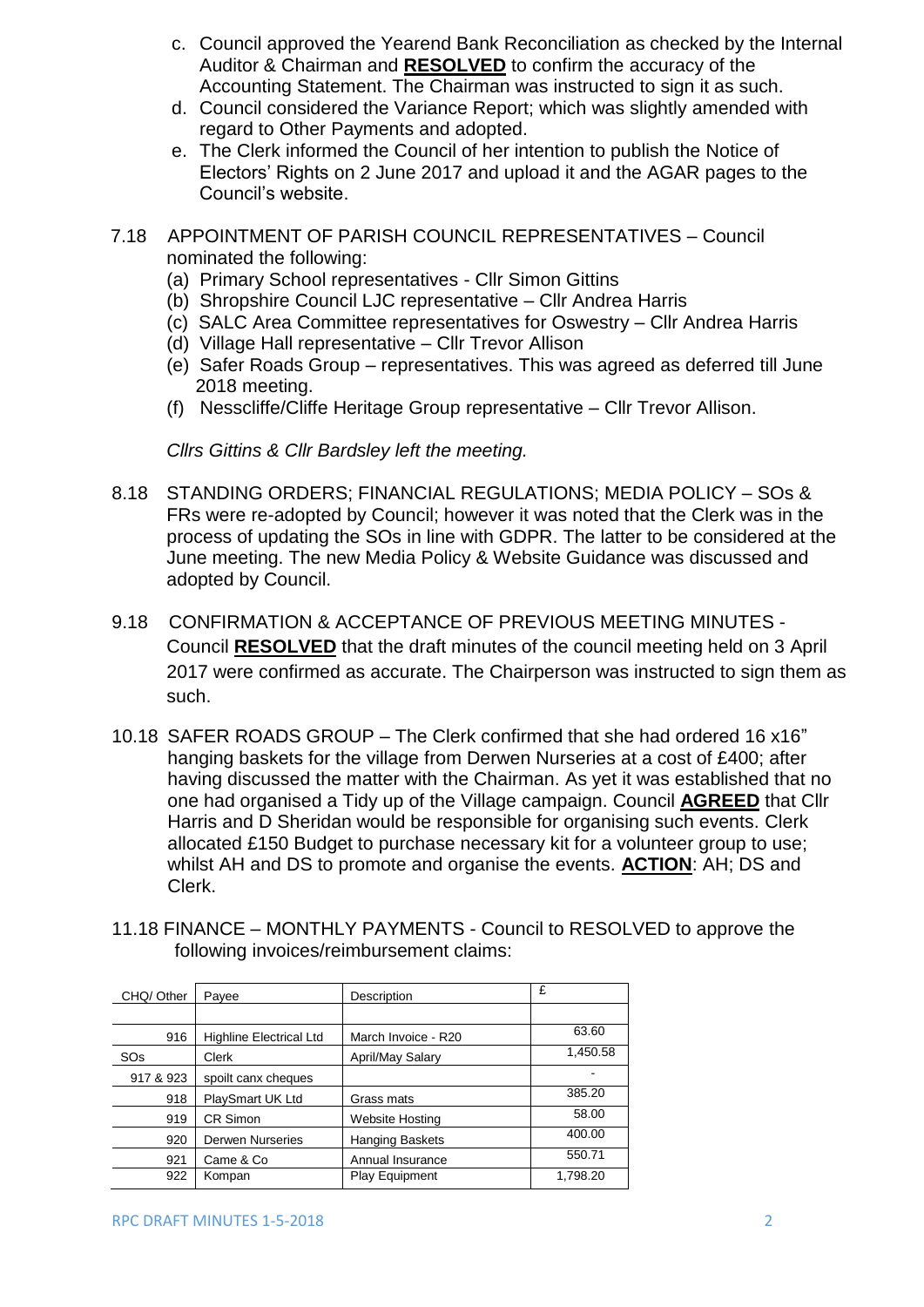c. Council approved the Yearend Bank Reconciliation as checked by the Internal Auditor & Chairman and **RESOLVED** to confirm the accuracy of the Accounting Statement. The Chairman was instructed to sign it as such.
d. Council considered the Variance Report; which was slightly amended with regard to Other Payments and adopted.
e. The Clerk informed the Council of her intention to publish the Notice of Electors' Rights on 2 June 2017 and upload it and the AGAR pages to the Council's website.

7.18 APPOINTMENT OF PARISH COUNCIL REPRESENTATIVES – Council nominated the following:

(a) Primary School representatives - Cllr Simon Gittins
(b) Shropshire Council LJC representative – Cllr Andrea Harris
(c) SALC Area Committee representatives for Oswestry – Cllr Andrea Harris
(d) Village Hall representative – Cllr Trevor Allison
(e) Safer Roads Group – representatives. This was agreed as deferred till June 2018 meeting.
(f) Nesscliffe/Cliffe Heritage Group representative – Cllr Trevor Allison.

*Cllrs Gittins & Cllr Bardsley left the meeting.*

8.18 STANDING ORDERS; FINANCIAL REGULATIONS; MEDIA POLICY – SOs & FRs were re-adopted by Council; however it was noted that the Clerk was in the process of updating the SOs in line with GDPR. The latter to be considered at the June meeting. The new Media Policy & Website Guidance was discussed and adopted by Council.

9.18 CONFIRMATION & ACCEPTANCE OF PREVIOUS MEETING MINUTES - Council **RESOLVED** that the draft minutes of the council meeting held on 3 April 2017 were confirmed as accurate. The Chairperson was instructed to sign them as such.

10.18 SAFER ROADS GROUP – The Clerk confirmed that she had ordered 16 x16" hanging baskets for the village from Derwen Nurseries at a cost of £400; after having discussed the matter with the Chairman. As yet it was established that no one had organised a Tidy up of the Village campaign. Council **AGREED** that Cllr Harris and D Sheridan would be responsible for organising such events. Clerk allocated £150 Budget to purchase necessary kit for a volunteer group to use; whilst AH and DS to promote and organise the events. **ACTION**: AH; DS and Clerk.

11.18 FINANCE – MONTHLY PAYMENTS - Council to RESOLVED to approve the following invoices/reimbursement claims:

| CHQ/ Other | Payee | Description | £ |
|---|---|---|---|
| | | | |
| 916 | Highline Electrical Ltd | March Invoice - R20 | 63.60 |
| SOs | Clerk | April/May Salary | 1,450.58 |
| 917 & 923 | spoilt canx cheques | | - |
| 918 | PlaySmart UK Ltd | Grass mats | 385.20 |
| 919 | CR Simon | Website Hosting | 58.00 |
| 920 | Derwen Nurseries | Hanging Baskets | 400.00 |
| 921 | Came & Co | Annual Insurance | 550.71 |
| 922 | Kompan | Play Equipment | 1,798.20 |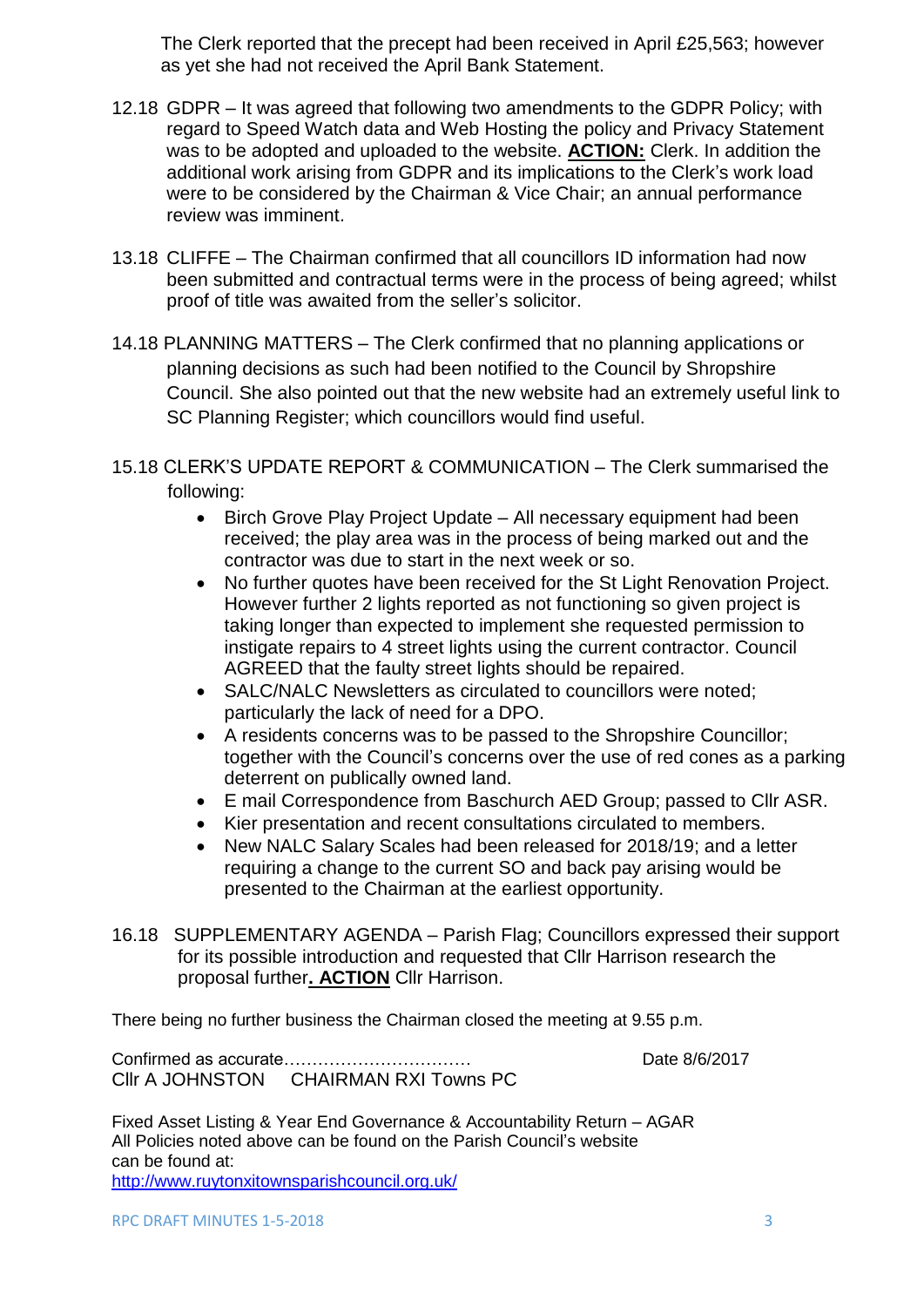The Clerk reported that the precept had been received in April £25,563; however as yet she had not received the April Bank Statement.

12.18 GDPR – It was agreed that following two amendments to the GDPR Policy; with regard to Speed Watch data and Web Hosting the policy and Privacy Statement was to be adopted and uploaded to the website. **ACTION:** Clerk. In addition the additional work arising from GDPR and its implications to the Clerk's work load were to be considered by the Chairman & Vice Chair; an annual performance review was imminent.

13.18 CLIFFE – The Chairman confirmed that all councillors ID information had now been submitted and contractual terms were in the process of being agreed; whilst proof of title was awaited from the seller's solicitor.

14.18 PLANNING MATTERS – The Clerk confirmed that no planning applications or planning decisions as such had been notified to the Council by Shropshire Council. She also pointed out that the new website had an extremely useful link to SC Planning Register; which councillors would find useful.

15.18 CLERK'S UPDATE REPORT & COMMUNICATION – The Clerk summarised the following:

- Birch Grove Play Project Update – All necessary equipment had been received; the play area was in the process of being marked out and the contractor was due to start in the next week or so.
- No further quotes have been received for the St Light Renovation Project. However further 2 lights reported as not functioning so given project is taking longer than expected to implement she requested permission to instigate repairs to 4 street lights using the current contractor. Council AGREED that the faulty street lights should be repaired.
- SALC/NALC Newsletters as circulated to councillors were noted; particularly the lack of need for a DPO.
- A residents concerns was to be passed to the Shropshire Councillor; together with the Council's concerns over the use of red cones as a parking deterrent on publically owned land.
- E mail Correspondence from Baschurch AED Group; passed to Cllr ASR.
- Kier presentation and recent consultations circulated to members.
- New NALC Salary Scales had been released for 2018/19; and a letter requiring a change to the current SO and back pay arising would be presented to the Chairman at the earliest opportunity.

16.18 SUPPLEMENTARY AGENDA – Parish Flag; Councillors expressed their support for its possible introduction and requested that Cllr Harrison research the proposal further**. ACTION** Cllr Harrison.

There being no further business the Chairman closed the meeting at 9.55 p.m.

Confirmed as accurate…………………………… Date 8/6/2017
Cllr A JOHNSTON CHAIRMAN RXI Towns PC

Fixed Asset Listing & Year End Governance & Accountability Return – AGAR
All Policies noted above can be found on the Parish Council's website
can be found at:
http://www.ruytonxitownsparishcouncil.org.uk/